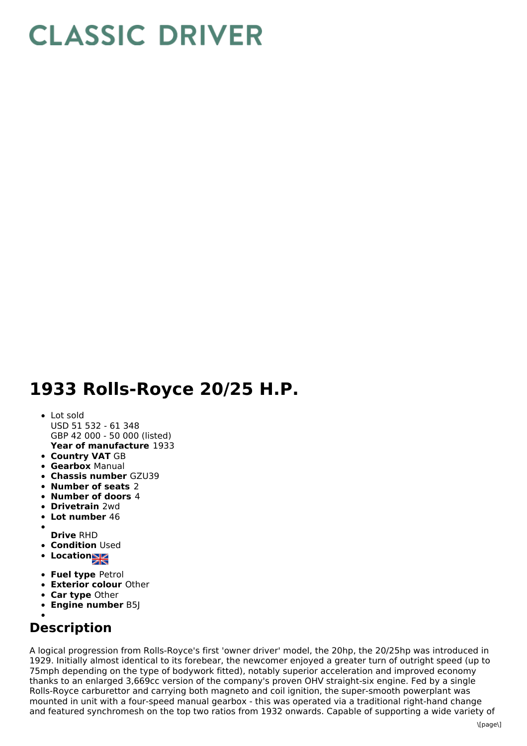# CLASSIC DRIVER

# 1933 Rolls-Royce 20/25 H.P.

- Lot sold
  USD 51 532 - 61 348
  GBP 42 000 - 50 000 (listed)
  **Year of manufacture** 1933
- **Country VAT** GB
- **Gearbox** Manual
- **Chassis number** GZU39
- **Number of seats** 2
- **Number of doors** 4
- **Drivetrain** 2wd
- **Lot number** 46
- **Drive** RHD
- **Condition** Used
- **Location**
- **Fuel type** Petrol
- **Exterior colour** Other
- **Car type** Other
- **Engine number** B5J

## Description

A logical progression from Rolls-Royce's first 'owner driver' model, the 20hp, the 20/25hp was introduced in 1929. Initially almost identical to its forebear, the newcomer enjoyed a greater turn of outright speed (up to 75mph depending on the type of bodywork fitted), notably superior acceleration and improved economy thanks to an enlarged 3,669cc version of the company's proven OHV straight-six engine. Fed by a single Rolls-Royce carburettor and carrying both magneto and coil ignition, the super-smooth powerplant was mounted in unit with a four-speed manual gearbox - this was operated via a traditional right-hand change and featured synchromesh on the top two ratios from 1932 onwards. Capable of supporting a wide variety of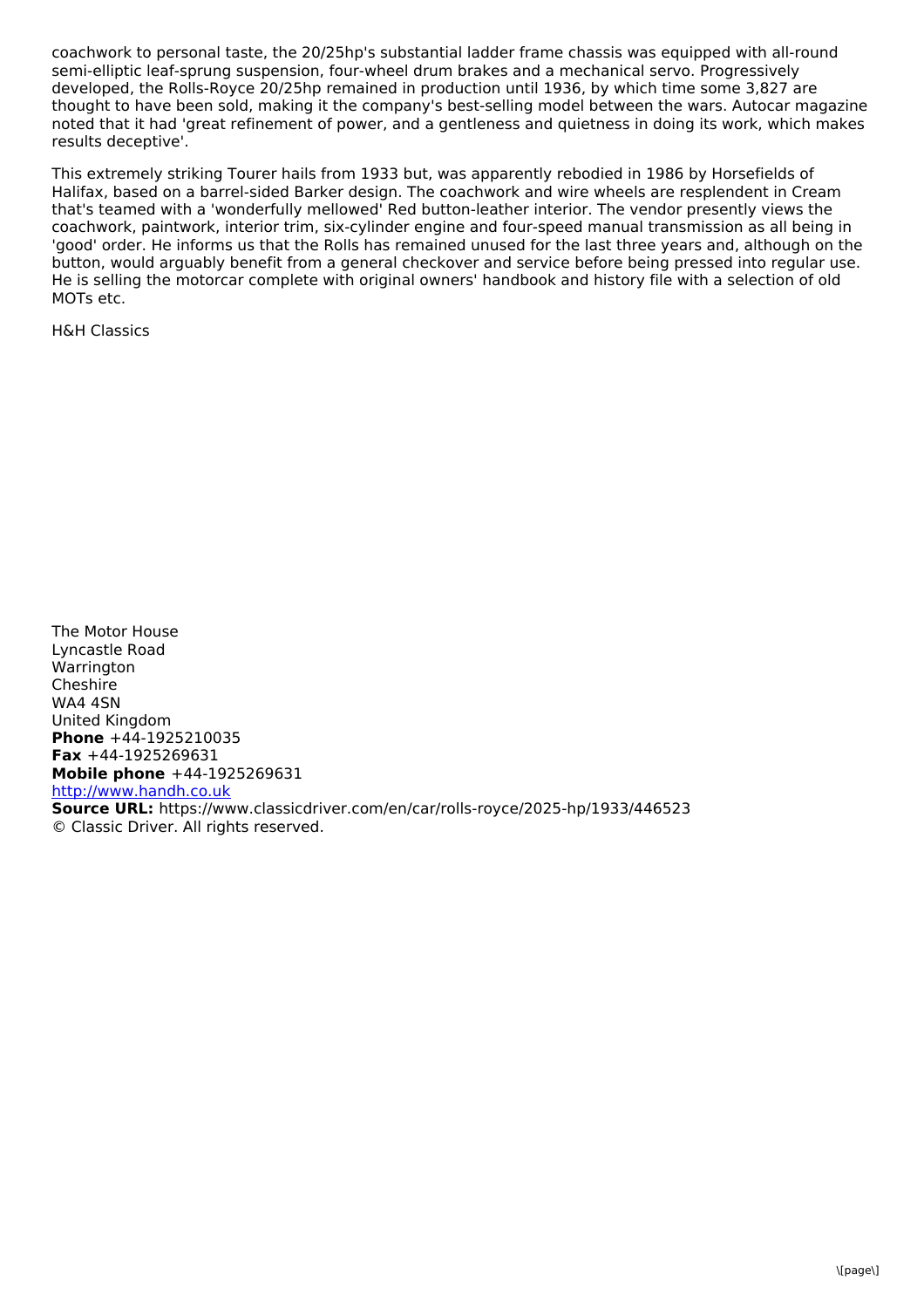coachwork to personal taste, the 20/25hp's substantial ladder frame chassis was equipped with all-round semi-elliptic leaf-sprung suspension, four-wheel drum brakes and a mechanical servo. Progressively developed, the Rolls-Royce 20/25hp remained in production until 1936, by which time some 3,827 are thought to have been sold, making it the company's best-selling model between the wars. Autocar magazine noted that it had 'great refinement of power, and a gentleness and quietness in doing its work, which makes results deceptive'.

This extremely striking Tourer hails from 1933 but, was apparently rebodied in 1986 by Horsefields of Halifax, based on a barrel-sided Barker design. The coachwork and wire wheels are resplendent in Cream that's teamed with a 'wonderfully mellowed' Red button-leather interior. The vendor presently views the coachwork, paintwork, interior trim, six-cylinder engine and four-speed manual transmission as all being in 'good' order. He informs us that the Rolls has remained unused for the last three years and, although on the button, would arguably benefit from a general checkover and service before being pressed into regular use. He is selling the motorcar complete with original owners' handbook and history file with a selection of old MOTs etc.

H&H Classics

The Motor House
Lyncastle Road
Warrington
Cheshire
WA4 4SN
United Kingdom
**Phone** +44-1925210035
**Fax** +44-1925269631
**Mobile phone** +44-1925269631
http://www.handh.co.uk
**Source URL:** https://www.classicdriver.com/en/car/rolls-royce/2025-hp/1933/446523
© Classic Driver. All rights reserved.